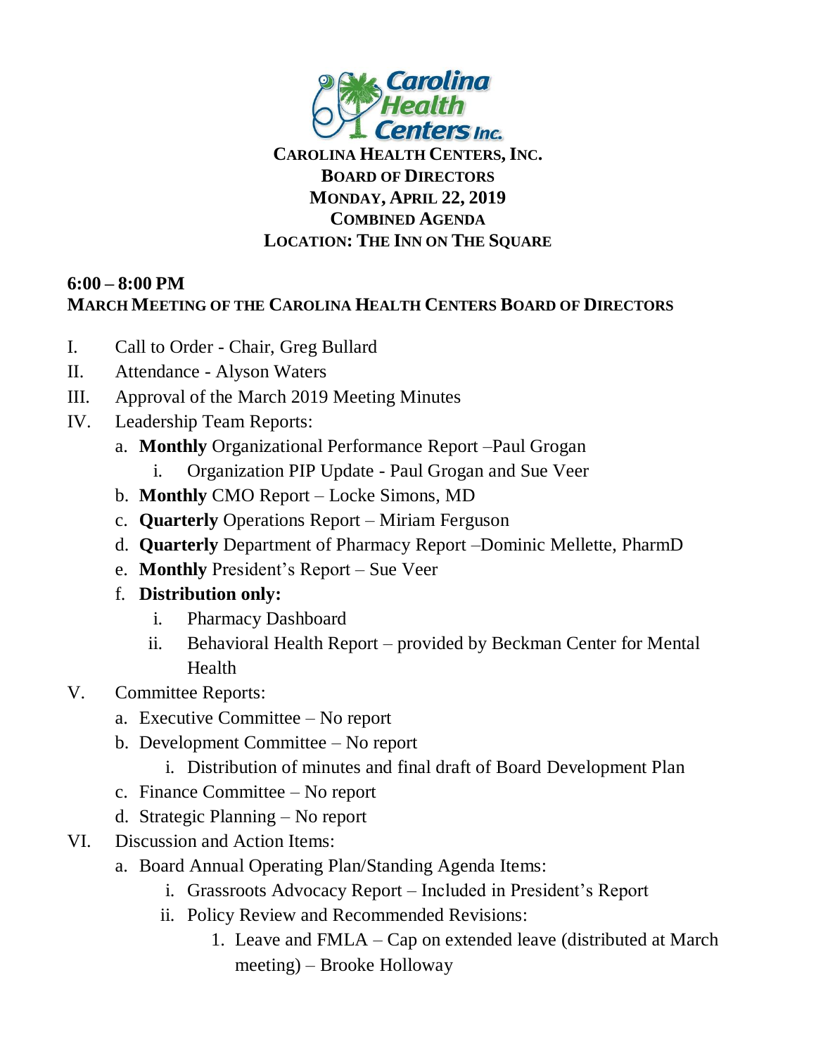**CAROLINA HEALTH CENTERS, INC.**
**BOARD OF DIRECTORS**
**MONDAY, APRIL 22, 2019**
**COMBINED AGENDA**
**LOCATION: THE INN ON THE SQUARE**

**6:00 – 8:00 PM**
**MARCH MEETING OF THE CAROLINA HEALTH CENTERS BOARD OF DIRECTORS**

I. Call to Order - Chair, Greg Bullard

II. Attendance - Alyson Waters

III. Approval of the March 2019 Meeting Minutes

IV. Leadership Team Reports:
   - a. **Monthly** Organizational Performance Report –Paul Grogan
     - i. Organization PIP Update - Paul Grogan and Sue Veer
   - b. **Monthly** CMO Report – Locke Simons, MD
   - c. **Quarterly** Operations Report – Miriam Ferguson
   - d. **Quarterly** Department of Pharmacy Report –Dominic Mellette, PharmD
   - e. **Monthly** President's Report – Sue Veer
   - f. **Distribution only:**
     - i. Pharmacy Dashboard
     - ii. Behavioral Health Report – provided by Beckman Center for Mental Health

V. Committee Reports:
   - a. Executive Committee – No report
   - b. Development Committee – No report
     - i. Distribution of minutes and final draft of Board Development Plan
   - c. Finance Committee – No report
   - d. Strategic Planning – No report

VI. Discussion and Action Items:
   - a. Board Annual Operating Plan/Standing Agenda Items:
     - i. Grassroots Advocacy Report – Included in President's Report
     - ii. Policy Review and Recommended Revisions:
       1. Leave and FMLA – Cap on extended leave (distributed at March meeting) – Brooke Holloway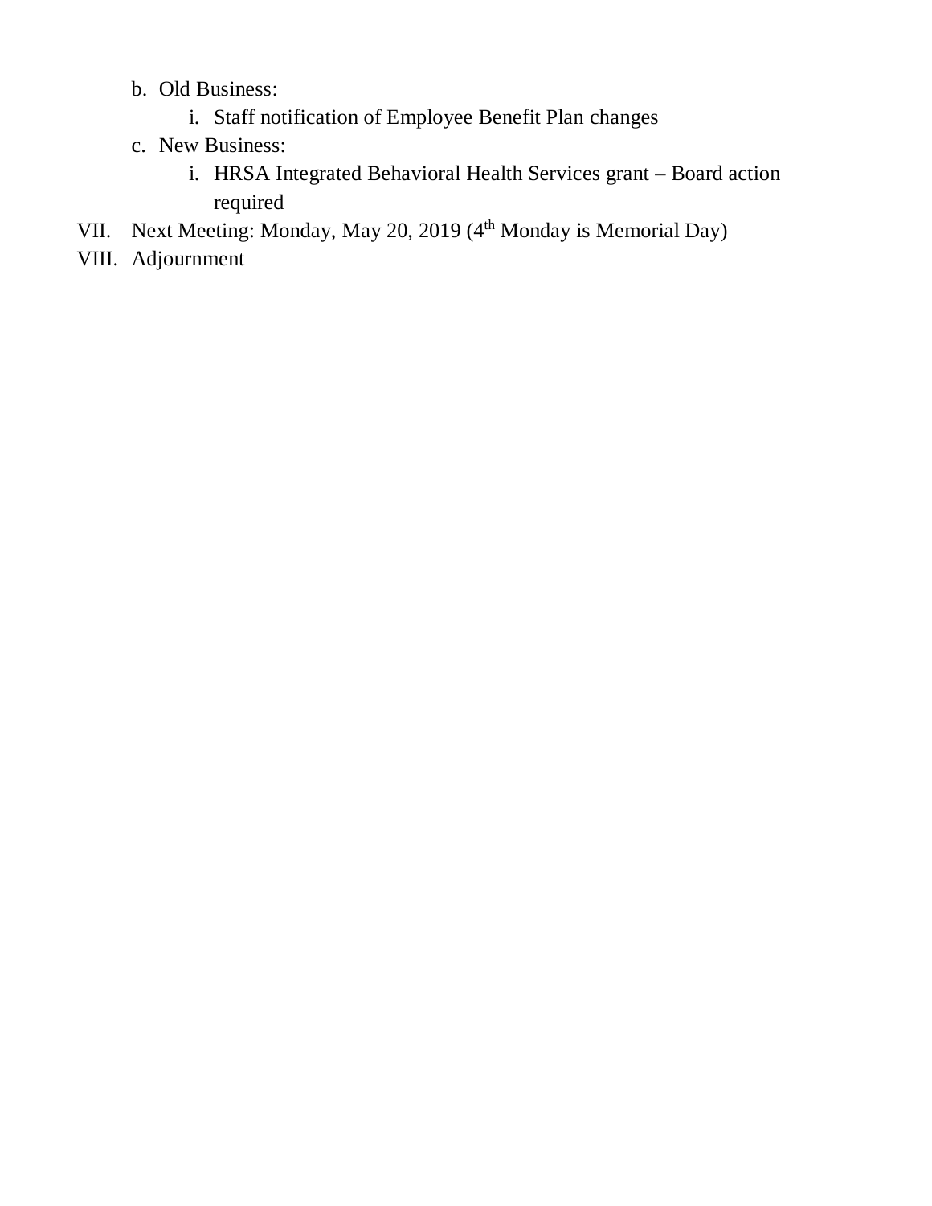b. Old Business:
      i. Staff notification of Employee Benefit Plan changes
   c. New Business:
      i. HRSA Integrated Behavioral Health Services grant – Board action required

VII. Next Meeting: Monday, May 20, 2019 (4th Monday is Memorial Day)

VIII. Adjournment